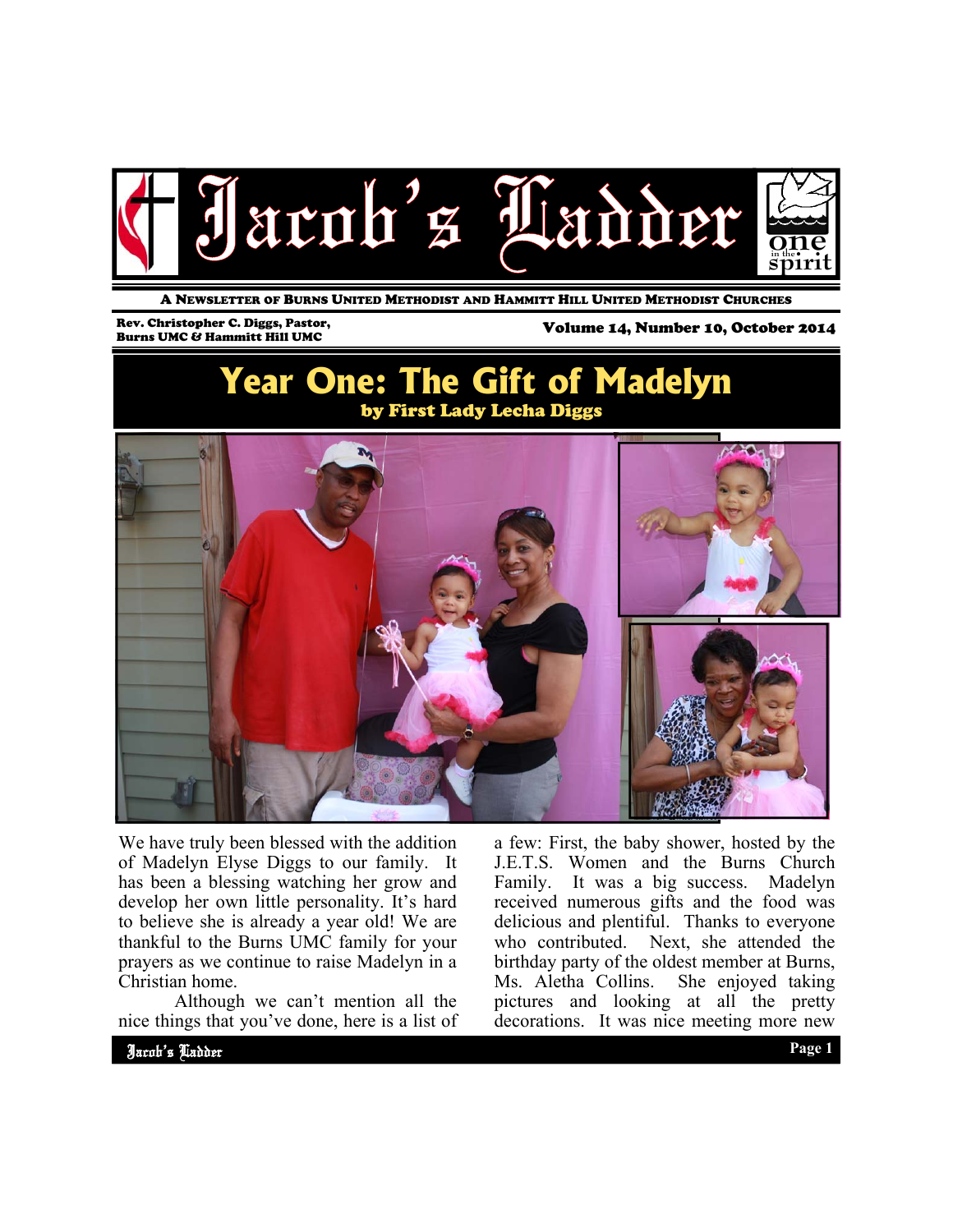# Jacob's Ladder

A NEWSLETTER OF BURNS UNITED METHODIST AND HAMMITT HILL UNITED METHODIST CHURCHES

Rev. Christopher C. Diggs, Pastor,
Burns UMC & Hammitt Hill UMC

Volume 14, Number 10, October 2014

## Year One: The Gift of Madelyn

**by First Lady Lecha Diggs**

We have truly been blessed with the addition of Madelyn Elyse Diggs to our family. It has been a blessing watching her grow and develop her own little personality. It's hard to believe she is already a year old! We are thankful to the Burns UMC family for your prayers as we continue to raise Madelyn in a Christian home.

Although we can't mention all the nice things that you've done, here is a list of a few: First, the baby shower, hosted by the J.E.T.S. Women and the Burns Church Family. It was a big success. Madelyn received numerous gifts and the food was delicious and plentiful. Thanks to everyone who contributed. Next, she attended the birthday party of the oldest member at Burns, Ms. Aletha Collins. She enjoyed taking pictures and looking at all the pretty decorations. It was nice meeting more new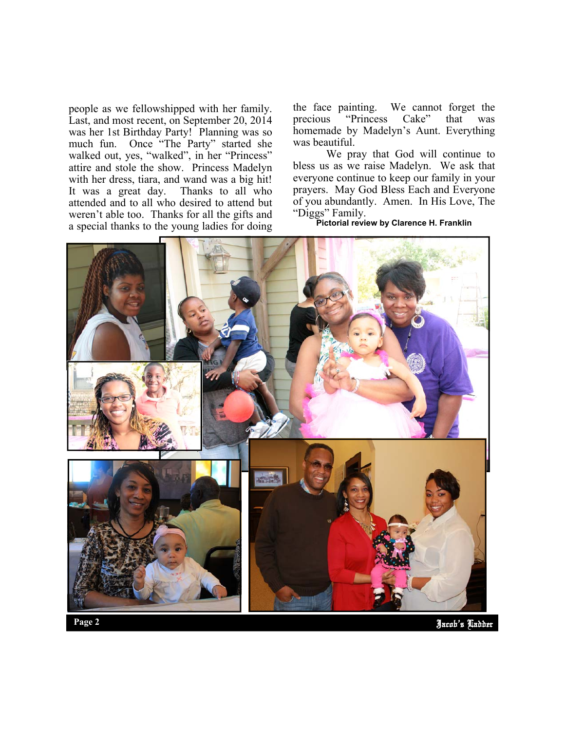people as we fellowshipped with her family. Last, and most recent, on September 20, 2014 was her 1st Birthday Party! Planning was so much fun. Once "The Party" started she walked out, yes, "walked", in her "Princess" attire and stole the show. Princess Madelyn with her dress, tiara, and wand was a big hit! It was a great day. Thanks to all who attended and to all who desired to attend but weren't able too. Thanks for all the gifts and a special thanks to the young ladies for doing the face painting. We cannot forget the precious "Princess Cake" that was homemade by Madelyn's Aunt. Everything was beautiful.

We pray that God will continue to bless us as we raise Madelyn. We ask that everyone continue to keep our family in your prayers. May God Bless Each and Everyone of you abundantly. Amen. In His Love, The "Diggs" Family.

**Pictorial review by Clarence H. Franklin**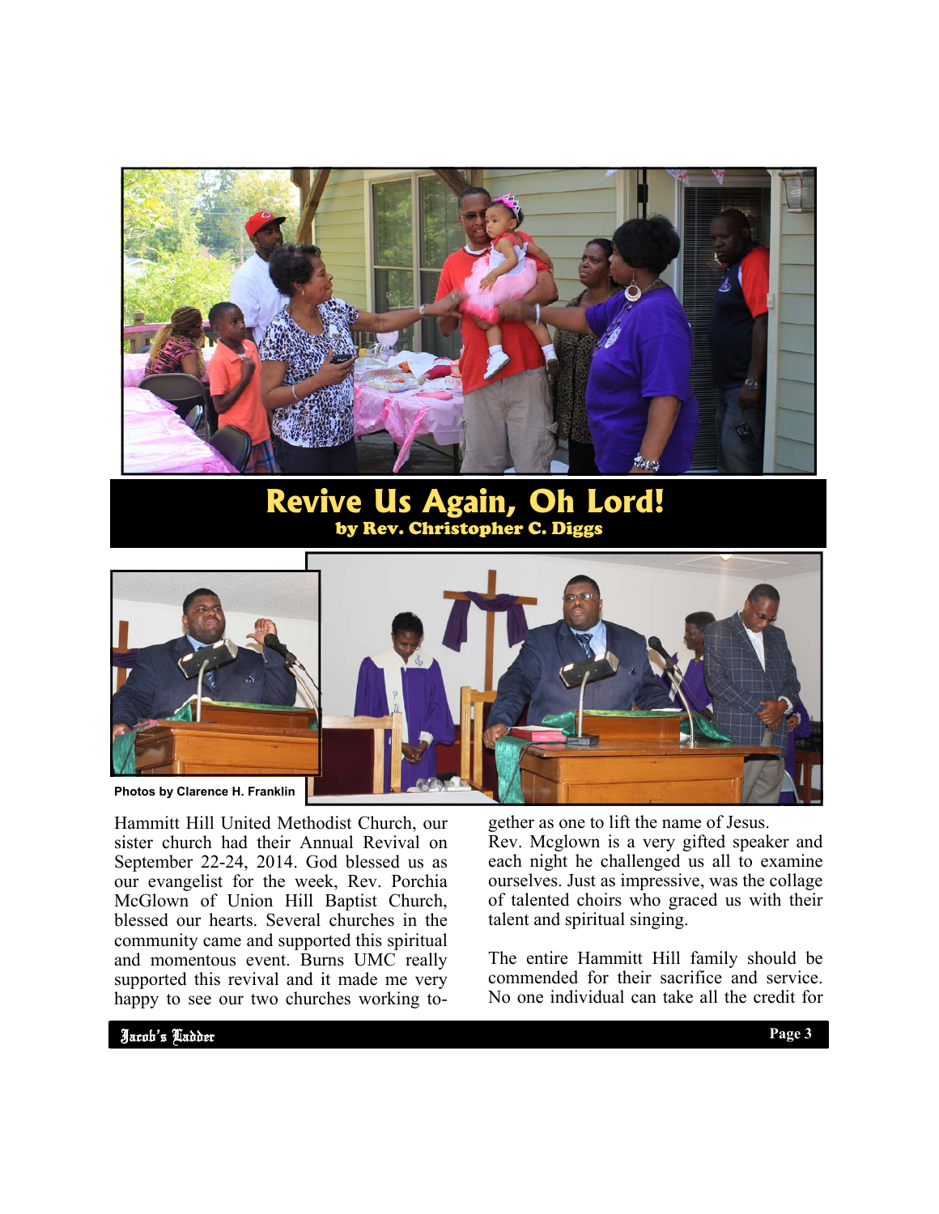# Revive Us Again, Oh Lord!

**by Rev. Christopher C. Diggs**

Photos by Clarence H. Franklin

Hammitt Hill United Methodist Church, our sister church had their Annual Revival on September 22-24, 2014. God blessed us as our evangelist for the week, Rev. Porchia McGlown of Union Hill Baptist Church, blessed our hearts. Several churches in the community came and supported this spiritual and momentous event. Burns UMC really supported this revival and it made me very happy to see our two churches working together as one to lift the name of Jesus.

Rev. Mcglown is a very gifted speaker and each night he challenged us all to examine ourselves. Just as impressive, was the collage of talented choirs who graced us with their talent and spiritual singing.

The entire Hammitt Hill family should be commended for their sacrifice and service. No one individual can take all the credit for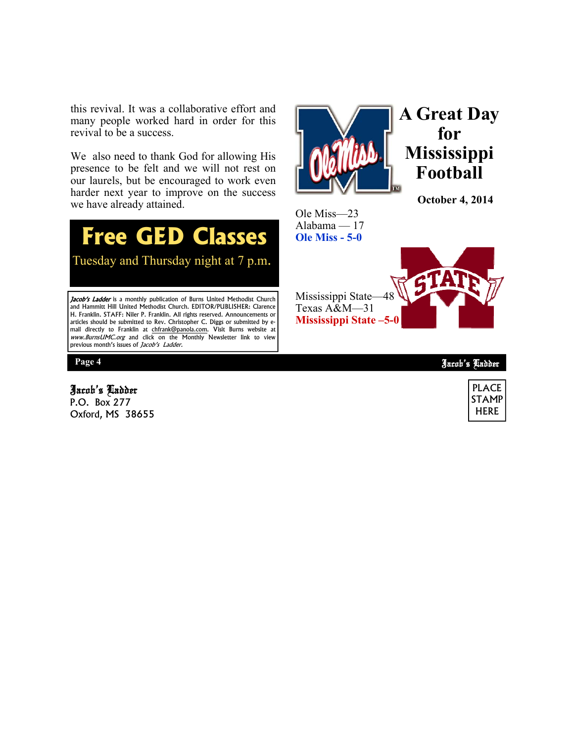this revival. It was a collaborative effort and many people worked hard in order for this revival to be a success.

We also need to thank God for allowing His presence to be felt and we will not rest on our laurels, but be encouraged to work even harder next year to improve on the success we have already attained.

## Free GED Classes

Tuesday and Thursday night at 7 p.m.

*Jacob's Ladder* is a monthly publication of Burns United Methodist Church and Hammitt Hill United Methodist Church. EDITOR/PUBLISHER: Clarence H. Franklin. STAFF: Niler P. Franklin. All rights reserved. Announcements or articles should be submitted to Rev. Christopher C. Diggs or submitted by e-mail directly to Franklin at chfrank@panola.com. Visit Burns website at *www.BurnsUMC.org* and click on the Monthly Newsletter link to view previous month's issues of *Jacob's Ladder.*

## A Great Day for Mississippi Football

**October 4, 2014**

Ole Miss—23
Alabama — 17
**Ole Miss - 5-0**

Mississippi State—48
Texas A&M—31
**Mississippi State –5-0**

Jacob's Ladder
P.O. Box 277
Oxford, MS 38655

PLACE STAMP HERE